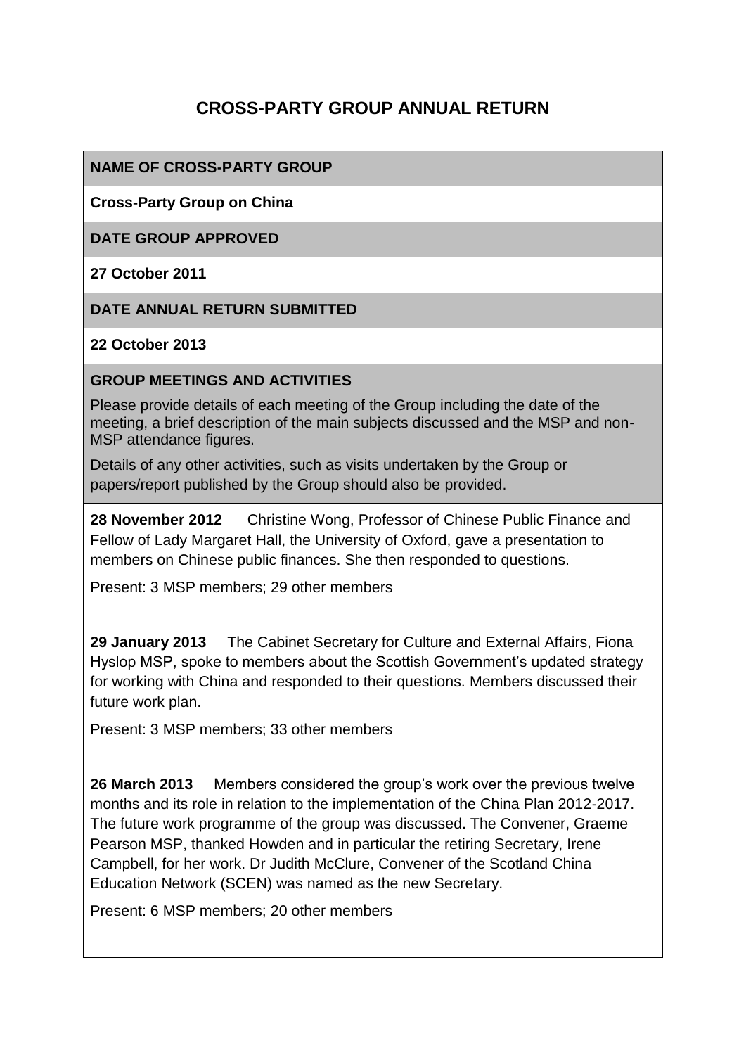# CROSS-PARTY GROUP ANNUAL RETURN

**NAME OF CROSS-PARTY GROUP**

**Cross-Party Group on China**

**DATE GROUP APPROVED**

**27 October 2011**

**DATE ANNUAL RETURN SUBMITTED**

**22 October 2013**

**GROUP MEETINGS AND ACTIVITIES**

Please provide details of each meeting of the Group including the date of the meeting, a brief description of the main subjects discussed and the MSP and non-MSP attendance figures.

Details of any other activities, such as visits undertaken by the Group or papers/report published by the Group should also be provided.

**28 November 2012** Christine Wong, Professor of Chinese Public Finance and Fellow of Lady Margaret Hall, the University of Oxford, gave a presentation to members on Chinese public finances. She then responded to questions.

Present: 3 MSP members; 29 other members

**29 January 2013** The Cabinet Secretary for Culture and External Affairs, Fiona Hyslop MSP, spoke to members about the Scottish Government's updated strategy for working with China and responded to their questions. Members discussed their future work plan.

Present: 3 MSP members; 33 other members

**26 March 2013** Members considered the group's work over the previous twelve months and its role in relation to the implementation of the China Plan 2012-2017. The future work programme of the group was discussed. The Convener, Graeme Pearson MSP, thanked Howden and in particular the retiring Secretary, Irene Campbell, for her work. Dr Judith McClure, Convener of the Scotland China Education Network (SCEN) was named as the new Secretary.

Present: 6 MSP members; 20 other members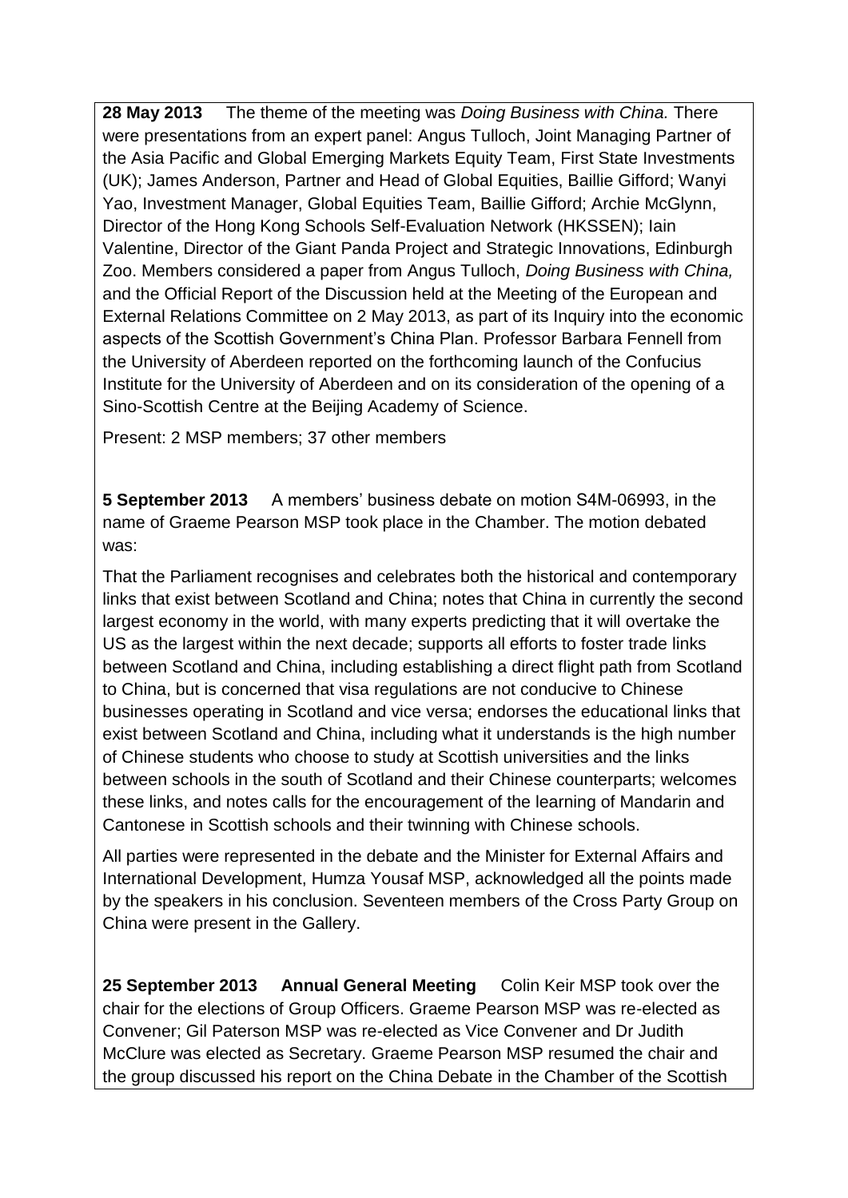**28 May 2013** The theme of the meeting was *Doing Business with China.* There were presentations from an expert panel: Angus Tulloch, Joint Managing Partner of the Asia Pacific and Global Emerging Markets Equity Team, First State Investments (UK); James Anderson, Partner and Head of Global Equities, Baillie Gifford; Wanyi Yao, Investment Manager, Global Equities Team, Baillie Gifford; Archie McGlynn, Director of the Hong Kong Schools Self-Evaluation Network (HKSSEN); Iain Valentine, Director of the Giant Panda Project and Strategic Innovations, Edinburgh Zoo. Members considered a paper from Angus Tulloch, *Doing Business with China,* and the Official Report of the Discussion held at the Meeting of the European and External Relations Committee on 2 May 2013, as part of its Inquiry into the economic aspects of the Scottish Government's China Plan. Professor Barbara Fennell from the University of Aberdeen reported on the forthcoming launch of the Confucius Institute for the University of Aberdeen and on its consideration of the opening of a Sino-Scottish Centre at the Beijing Academy of Science.

Present: 2 MSP members; 37 other members

**5 September 2013** A members' business debate on motion S4M-06993, in the name of Graeme Pearson MSP took place in the Chamber. The motion debated was:

That the Parliament recognises and celebrates both the historical and contemporary links that exist between Scotland and China; notes that China in currently the second largest economy in the world, with many experts predicting that it will overtake the US as the largest within the next decade; supports all efforts to foster trade links between Scotland and China, including establishing a direct flight path from Scotland to China, but is concerned that visa regulations are not conducive to Chinese businesses operating in Scotland and vice versa; endorses the educational links that exist between Scotland and China, including what it understands is the high number of Chinese students who choose to study at Scottish universities and the links between schools in the south of Scotland and their Chinese counterparts; welcomes these links, and notes calls for the encouragement of the learning of Mandarin and Cantonese in Scottish schools and their twinning with Chinese schools.

All parties were represented in the debate and the Minister for External Affairs and International Development, Humza Yousaf MSP, acknowledged all the points made by the speakers in his conclusion. Seventeen members of the Cross Party Group on China were present in the Gallery.

**25 September 2013** **Annual General Meeting** Colin Keir MSP took over the chair for the elections of Group Officers. Graeme Pearson MSP was re-elected as Convener; Gil Paterson MSP was re-elected as Vice Convener and Dr Judith McClure was elected as Secretary. Graeme Pearson MSP resumed the chair and the group discussed his report on the China Debate in the Chamber of the Scottish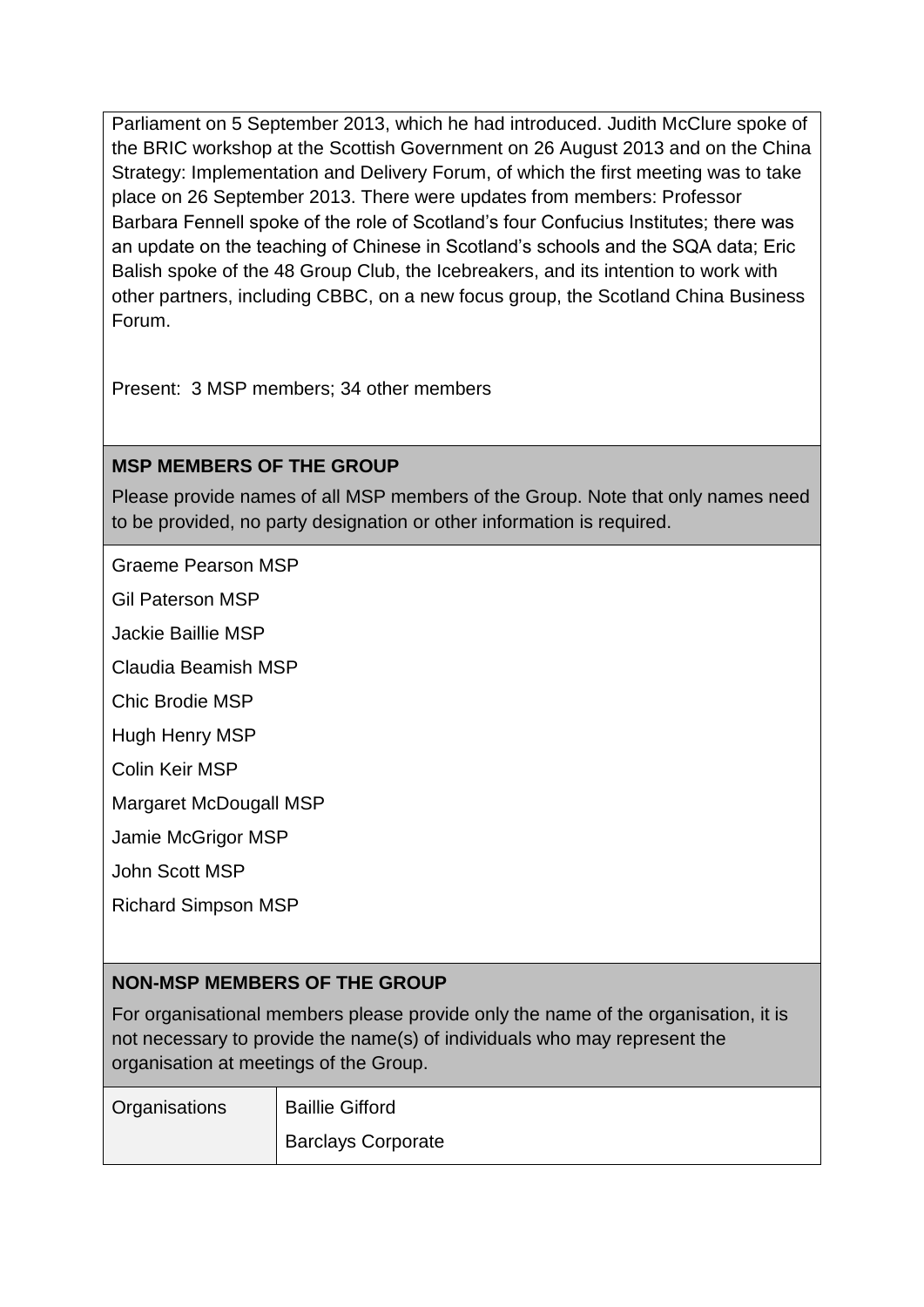Parliament on 5 September 2013, which he had introduced. Judith McClure spoke of the BRIC workshop at the Scottish Government on 26 August 2013 and on the China Strategy: Implementation and Delivery Forum, of which the first meeting was to take place on 26 September 2013. There were updates from members: Professor Barbara Fennell spoke of the role of Scotland's four Confucius Institutes; there was an update on the teaching of Chinese in Scotland's schools and the SQA data; Eric Balish spoke of the 48 Group Club, the Icebreakers, and its intention to work with other partners, including CBBC, on a new focus group, the Scotland China Business Forum.

Present: 3 MSP members; 34 other members

**MSP MEMBERS OF THE GROUP**

Please provide names of all MSP members of the Group. Note that only names need to be provided, no party designation or other information is required.

Graeme Pearson MSP

Gil Paterson MSP

Jackie Baillie MSP

Claudia Beamish MSP

Chic Brodie MSP

Hugh Henry MSP

Colin Keir MSP

Margaret McDougall MSP

Jamie McGrigor MSP

John Scott MSP

Richard Simpson MSP

**NON-MSP MEMBERS OF THE GROUP**

For organisational members please provide only the name of the organisation, it is not necessary to provide the name(s) of individuals who may represent the organisation at meetings of the Group.

| Organisations | Baillie Gifford |
|---|---|
| | Barclays Corporate |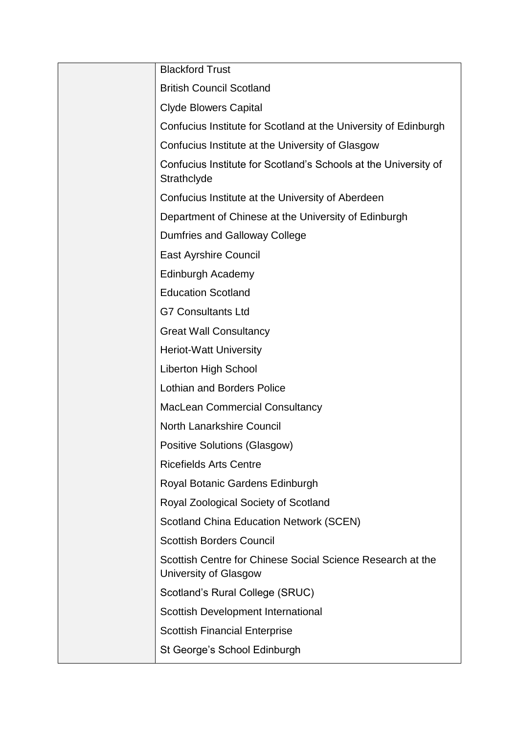| | |
|---|---|
| | Blackford Trust<br>British Council Scotland<br>Clyde Blowers Capital<br>Confucius Institute for Scotland at the University of Edinburgh<br>Confucius Institute at the University of Glasgow<br>Confucius Institute for Scotland's Schools at the University of Strathclyde<br>Confucius Institute at the University of Aberdeen<br>Department of Chinese at the University of Edinburgh<br>Dumfries and Galloway College<br>East Ayrshire Council<br>Edinburgh Academy<br>Education Scotland<br>G7 Consultants Ltd<br>Great Wall Consultancy<br>Heriot-Watt University<br>Liberton High School<br>Lothian and Borders Police<br>MacLean Commercial Consultancy<br>North Lanarkshire Council<br>Positive Solutions (Glasgow)<br>Ricefields Arts Centre<br>Royal Botanic Gardens Edinburgh<br>Royal Zoological Society of Scotland<br>Scotland China Education Network (SCEN)<br>Scottish Borders Council<br>Scottish Centre for Chinese Social Science Research at the University of Glasgow<br>Scotland's Rural College (SRUC)<br>Scottish Development International<br>Scottish Financial Enterprise<br>St George's School Edinburgh |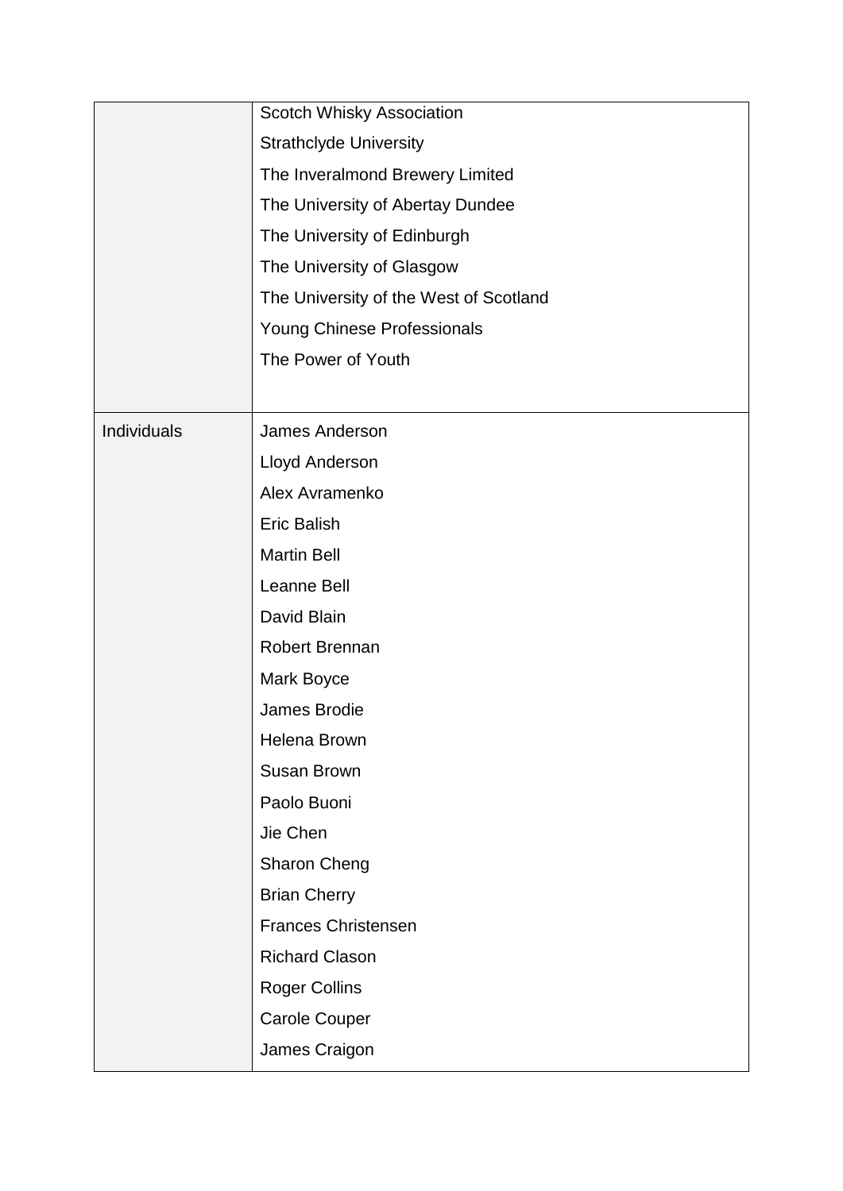| | |
|---|---|
| | Scotch Whisky Association<br>Strathclyde University<br>The Inveralmond Brewery Limited<br>The University of Abertay Dundee<br>The University of Edinburgh<br>The University of Glasgow<br>The University of the West of Scotland<br>Young Chinese Professionals<br>The Power of Youth |
| Individuals | James Anderson<br>Lloyd Anderson<br>Alex Avramenko<br>Eric Balish<br>Martin Bell<br>Leanne Bell<br>David Blain<br>Robert Brennan<br>Mark Boyce<br>James Brodie<br>Helena Brown<br>Susan Brown<br>Paolo Buoni<br>Jie Chen<br>Sharon Cheng<br>Brian Cherry<br>Frances Christensen<br>Richard Clason<br>Roger Collins<br>Carole Couper<br>James Craigon |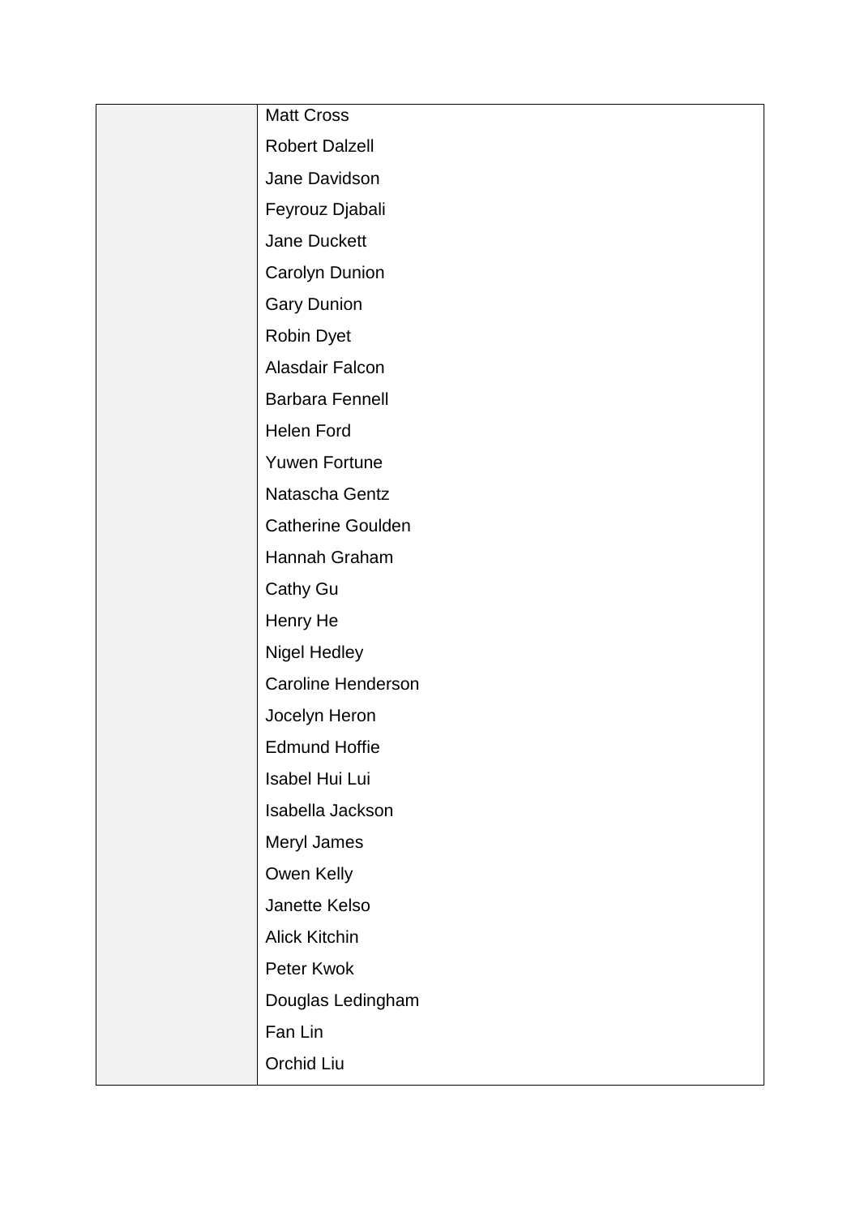| | |
|---|---|
| | Matt Cross<br>Robert Dalzell<br>Jane Davidson<br>Feyrouz Djabali<br>Jane Duckett<br>Carolyn Dunion<br>Gary Dunion<br>Robin Dyet<br>Alasdair Falcon<br>Barbara Fennell<br>Helen Ford<br>Yuwen Fortune<br>Natascha Gentz<br>Catherine Goulden<br>Hannah Graham<br>Cathy Gu<br>Henry He<br>Nigel Hedley<br>Caroline Henderson<br>Jocelyn Heron<br>Edmund Hoffie<br>Isabel Hui Lui<br>Isabella Jackson<br>Meryl James<br>Owen Kelly<br>Janette Kelso<br>Alick Kitchin<br>Peter Kwok<br>Douglas Ledingham<br>Fan Lin<br>Orchid Liu |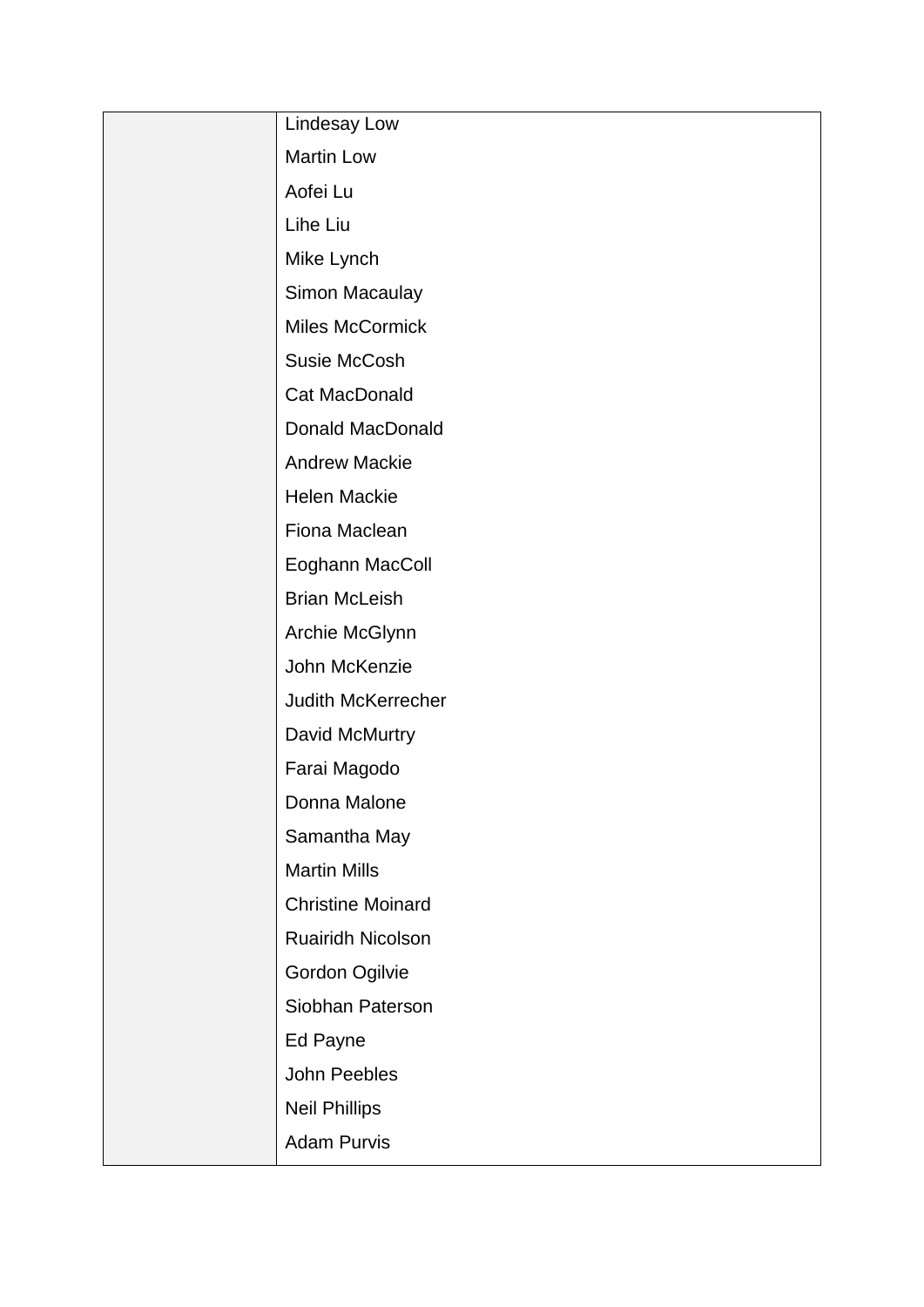| | |
|---|---|
| | Lindesay Low |
| | Martin Low |
| | Aofei Lu |
| | Lihe Liu |
| | Mike Lynch |
| | Simon Macaulay |
| | Miles McCormick |
| | Susie McCosh |
| | Cat MacDonald |
| | Donald MacDonald |
| | Andrew Mackie |
| | Helen Mackie |
| | Fiona Maclean |
| | Eoghann MacColl |
| | Brian McLeish |
| | Archie McGlynn |
| | John McKenzie |
| | Judith McKerrecher |
| | David McMurtry |
| | Farai Magodo |
| | Donna Malone |
| | Samantha May |
| | Martin Mills |
| | Christine Moinard |
| | Ruairidh Nicolson |
| | Gordon Ogilvie |
| | Siobhan Paterson |
| | Ed Payne |
| | John Peebles |
| | Neil Phillips |
| | Adam Purvis |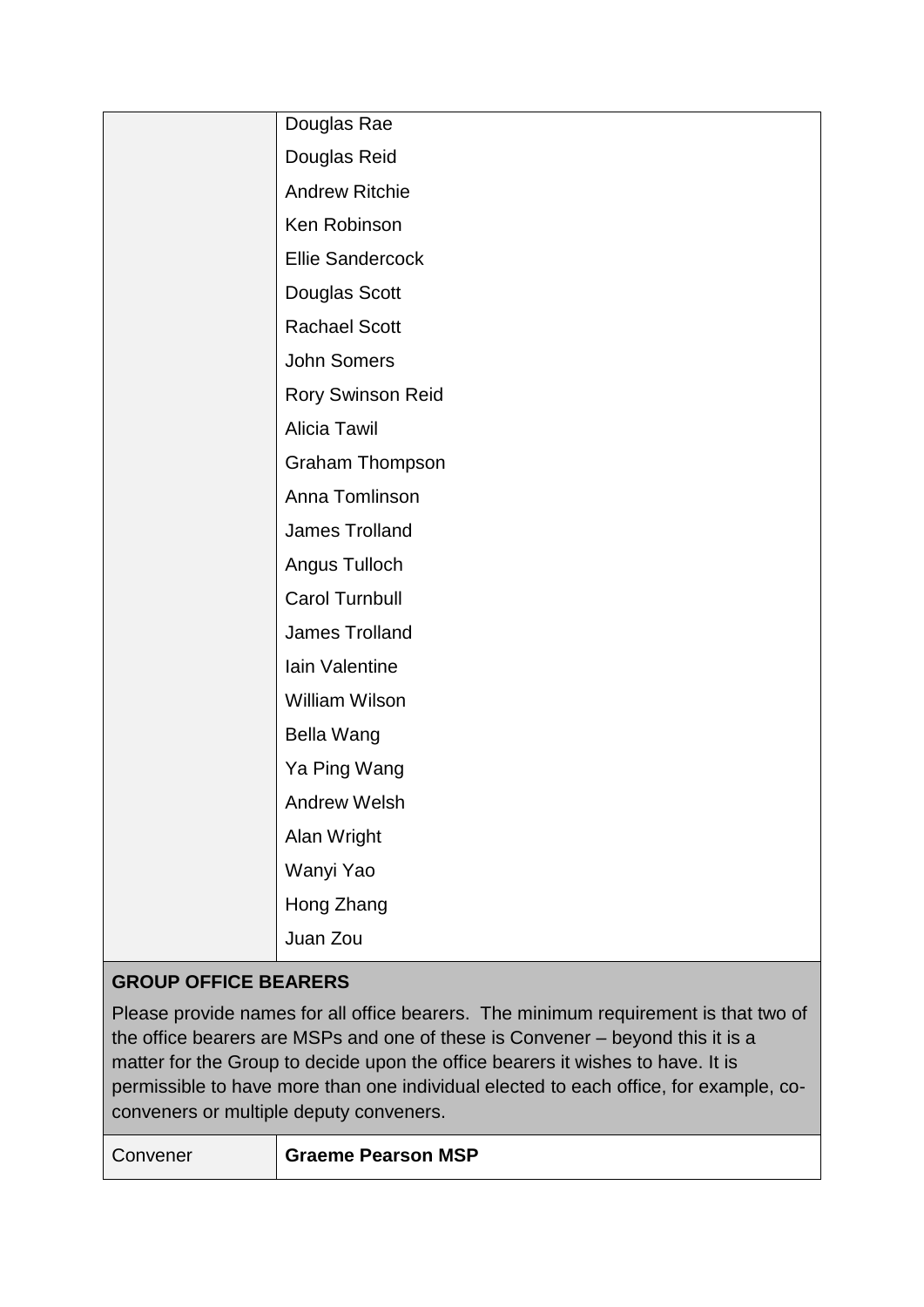| | |
|---|---|
| | Douglas Rae |
| | Douglas Reid |
| | Andrew Ritchie |
| | Ken Robinson |
| | Ellie Sandercock |
| | Douglas Scott |
| | Rachael Scott |
| | John Somers |
| | Rory Swinson Reid |
| | Alicia Tawil |
| | Graham Thompson |
| | Anna Tomlinson |
| | James Trolland |
| | Angus Tulloch |
| | Carol Turnbull |
| | James Trolland |
| | Iain Valentine |
| | William Wilson |
| | Bella Wang |
| | Ya Ping Wang |
| | Andrew Welsh |
| | Alan Wright |
| | Wanyi Yao |
| | Hong Zhang |
| | Juan Zou |

**GROUP OFFICE BEARERS**

Please provide names for all office bearers. The minimum requirement is that two of the office bearers are MSPs and one of these is Convener – beyond this it is a matter for the Group to decide upon the office bearers it wishes to have. It is permissible to have more than one individual elected to each office, for example, co-conveners or multiple deputy conveners.

| | |
|---|---|
| Convener | **Graeme Pearson MSP** |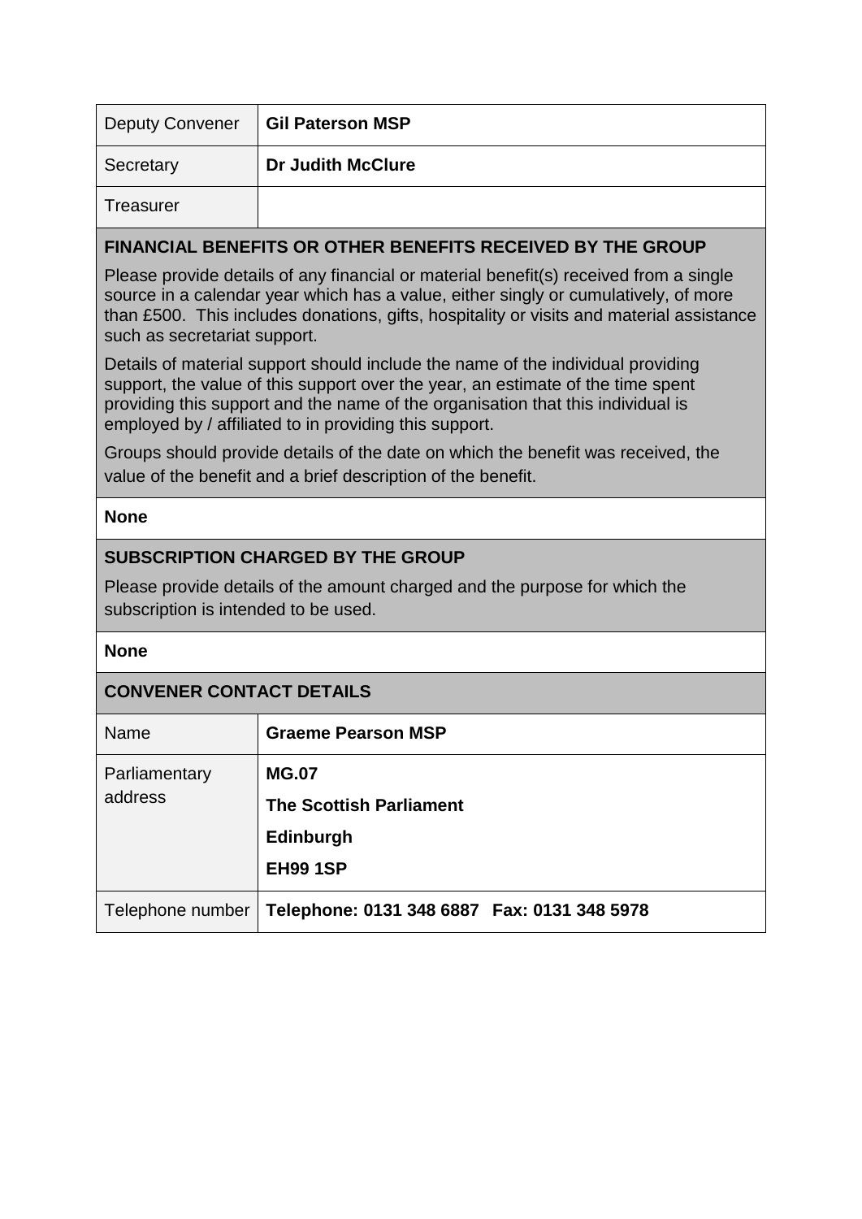| | |
|---|---|
| Deputy Convener | **Gil Paterson MSP** |
| Secretary | **Dr Judith McClure** |
| Treasurer | |

**FINANCIAL BENEFITS OR OTHER BENEFITS RECEIVED BY THE GROUP**

Please provide details of any financial or material benefit(s) received from a single source in a calendar year which has a value, either singly or cumulatively, of more than £500. This includes donations, gifts, hospitality or visits and material assistance such as secretariat support.

Details of material support should include the name of the individual providing support, the value of this support over the year, an estimate of the time spent providing this support and the name of the organisation that this individual is employed by / affiliated to in providing this support.

Groups should provide details of the date on which the benefit was received, the value of the benefit and a brief description of the benefit.

**None**

**SUBSCRIPTION CHARGED BY THE GROUP**

Please provide details of the amount charged and the purpose for which the subscription is intended to be used.

**None**

**CONVENER CONTACT DETAILS**

| | |
|---|---|
| Name | **Graeme Pearson MSP** |
| Parliamentary address | **MG.07**<br>**The Scottish Parliament**<br>**Edinburgh**<br>**EH99 1SP** |
| Telephone number | **Telephone: 0131 348 6887 Fax: 0131 348 5978** |